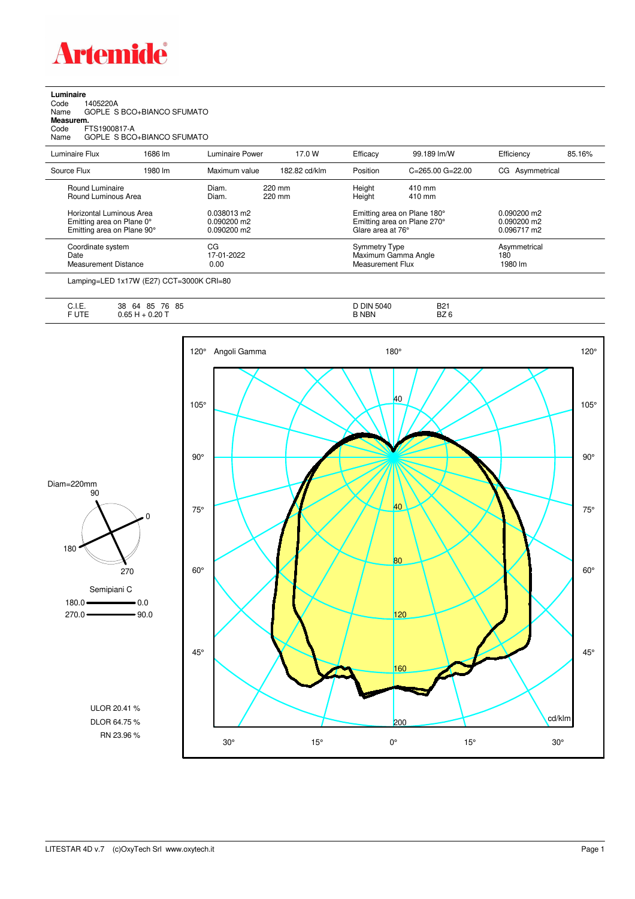# Artemide

**Luminaire**
Code 1405220A
Name GOPLE S BCO+BIANCO SFUMATO

**Measurem.**
Code FTS1900817-A
Name GOPLE S BCO+BIANCO SFUMATO

| | | | | | | | |
|---|---|---|---|---|---|---|---|
| Luminaire Flux | 1686 lm | Luminaire Power | 17.0 W | Efficacy | 99.189 lm/W | Efficiency | 85.16% |
| Source Flux | 1980 lm | Maximum value | 182.82 cd/klm | Position | C=265.00 G=22.00 | CG | Asymmetrical |

| | | | | | |
|---|---|---|---|---|---|
| Round Luminaire | Diam. | 220 mm | Height | 410 mm | |
| Round Luminous Area | Diam. | 220 mm | Height | 410 mm | |
| Horizontal Luminous Area | 0.038013 m2 | | Emitting area on Plane 180° | | 0.090200 m2 |
| Emitting area on Plane 0° | 0.090200 m2 | | Emitting area on Plane 270° | | 0.090200 m2 |
| Emitting area on Plane 90° | 0.090200 m2 | | Glare area at 76° | | 0.096717 m2 |

| | | | |
|---|---|---|---|
| Coordinate system | CG | Symmetry Type | Asymmetrical |
| Date | 17-01-2022 | Maximum Gamma Angle | 180 |
| Measurement Distance | 0.00 | Measurement Flux | 1980 lm |

Lamping=LED 1x17W (E27) CCT=3000K CRI=80

| | | | |
|---|---|---|---|
| C.I.E. | 38 64 85 76 85 | D DIN 5040 | B21 |
| F UTE | 0.65 H + 0.20 T | B NBN | BZ 6 |

Diam=220mm

Semipiani C
180.0 — 0.0
270.0 — 90.0

ULOR 20.41 %
DLOR 64.75 %
RN 23.96 %

Angoli Gamma — cd/klm

LITESTAR 4D v.7 (c)OxyTech Srl www.oxytech.it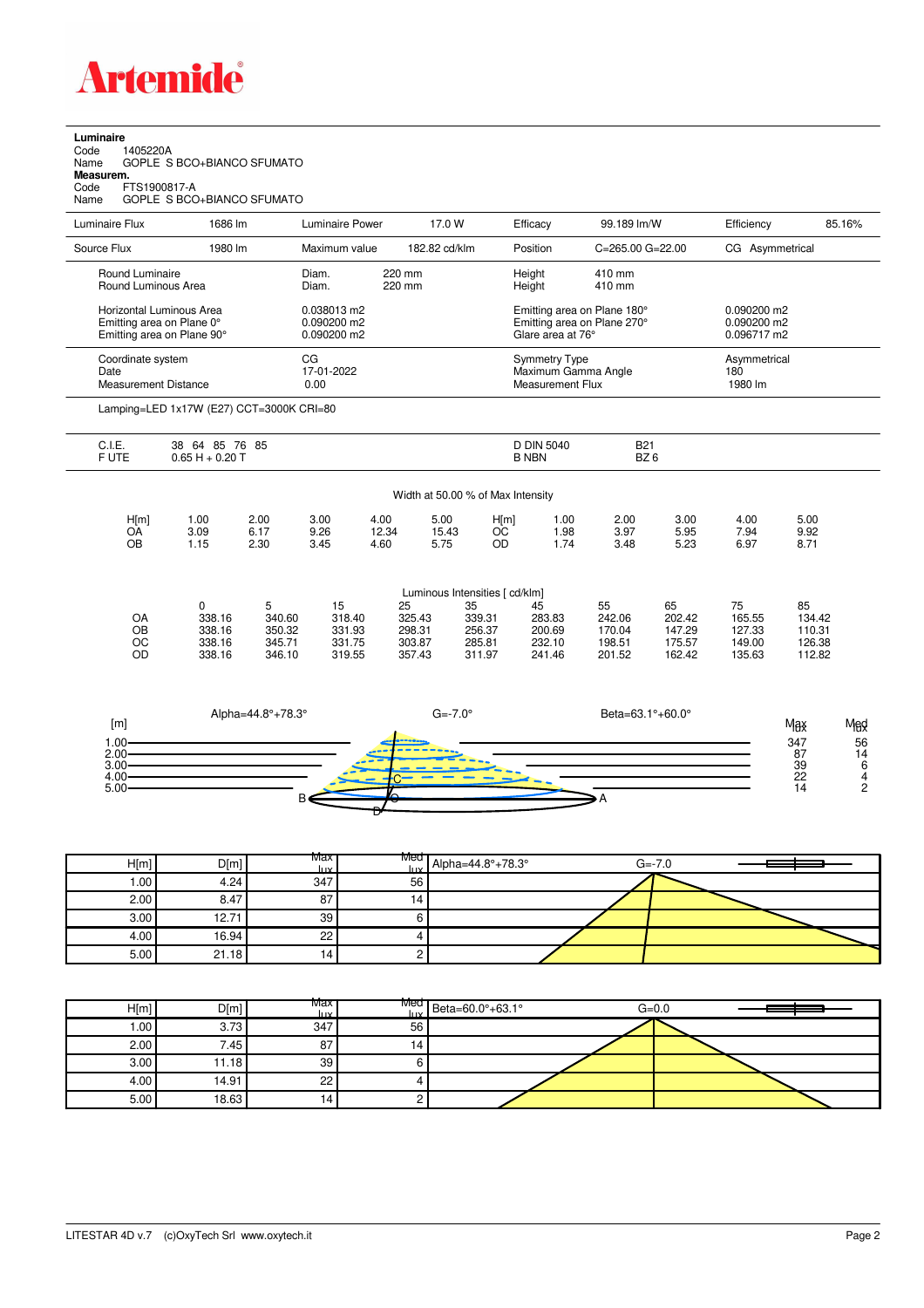**Artemide**

**Luminaire**
Code 1405220A
Name GOPLE S BCO+BIANCO SFUMATO
**Measurem.**
Code FTS1900817-A
Name GOPLE S BCO+BIANCO SFUMATO

| | | | | | | | |
|---|---|---|---|---|---|---|---|
| Luminaire Flux | 1686 lm | Luminaire Power | 17.0 W | Efficacy | 99.189 lm/W | Efficiency | 85.16% |
| Source Flux | 1980 lm | Maximum value | 182.82 cd/klm | Position | C=265.00 G=22.00 | CG | Asymmetrical |

| | | | |
|---|---|---|---|
| Round Luminaire | Diam. 220 mm | Height | 410 mm |
| Round Luminous Area | Diam. 220 mm | Height | 410 mm |
| Horizontal Luminous Area | 0.038013 m2 | Emitting area on Plane 180° | 0.090200 m2 |
| Emitting area on Plane 0° | 0.090200 m2 | Emitting area on Plane 270° | 0.090200 m2 |
| Emitting area on Plane 90° | 0.090200 m2 | Glare area at 76° | 0.096717 m2 |
| Coordinate system | CG | Symmetry Type | Asymmetrical |
| Date | 17-01-2022 | Maximum Gamma Angle | 180 |
| Measurement Distance | 0.00 | Measurement Flux | 1980 lm |

Lamping=LED 1x17W (E27) CCT=3000K CRI=80

| | | | |
|---|---|---|---|
| C.I.E. | 38 64 85 76 85 | D DIN 5040 | B21 |
| F UTE | 0.65 H + 0.20 T | B NBN | BZ 6 |

Width at 50.00 % of Max Intensity

| H[m] | 1.00 | 2.00 | 3.00 | 4.00 | 5.00 | H[m] | 1.00 | 2.00 | 3.00 | 4.00 | 5.00 |
|---|---|---|---|---|---|---|---|---|---|---|---|
| OA | 3.09 | 6.17 | 9.26 | 12.34 | 15.43 | OC | 1.98 | 3.97 | 5.95 | 7.94 | 9.92 |
| OB | 1.15 | 2.30 | 3.45 | 4.60 | 5.75 | OD | 1.74 | 3.48 | 5.23 | 6.97 | 8.71 |

Luminous Intensities [ cd/klm]

| | 0 | 5 | 15 | 25 | 35 | 45 | 55 | 65 | 75 | 85 |
|---|---|---|---|---|---|---|---|---|---|---|
| OA | 338.16 | 340.60 | 318.40 | 325.43 | 339.31 | 283.83 | 242.06 | 202.42 | 165.55 | 134.42 |
| OB | 338.16 | 350.32 | 331.93 | 298.31 | 256.37 | 200.69 | 170.04 | 147.29 | 127.33 | 110.31 |
| OC | 338.16 | 345.71 | 331.75 | 303.87 | 285.81 | 232.10 | 198.51 | 175.57 | 149.00 | 126.38 |
| OD | 338.16 | 346.10 | 319.55 | 357.43 | 311.97 | 241.46 | 201.52 | 162.42 | 135.63 | 112.82 |

[m]
Alpha=44.8°+78.3°
G=-7.0°
Beta=63.1°+60.0°
Max lux
Med lux
1.00 347 56
2.00 87 14
3.00 39 6
4.00 22 4
5.00 14 2
A B C D

| H[m] | D[m] | Max lux | Med lux | Alpha=44.8°+78.3° G=-7.0 |
|---|---|---|---|---|
| 1.00 | 4.24 | 347 | 56 | |
| 2.00 | 8.47 | 87 | 14 | |
| 3.00 | 12.71 | 39 | 6 | |
| 4.00 | 16.94 | 22 | 4 | |
| 5.00 | 21.18 | 14 | 2 | |

| H[m] | D[m] | Max lux | Med lux | Beta=60.0°+63.1° G=0.0 |
|---|---|---|---|---|
| 1.00 | 3.73 | 347 | 56 | |
| 2.00 | 7.45 | 87 | 14 | |
| 3.00 | 11.18 | 39 | 6 | |
| 4.00 | 14.91 | 22 | 4 | |
| 5.00 | 18.63 | 14 | 2 | |

LITESTAR 4D v.7 (c)OxyTech Srl www.oxytech.it